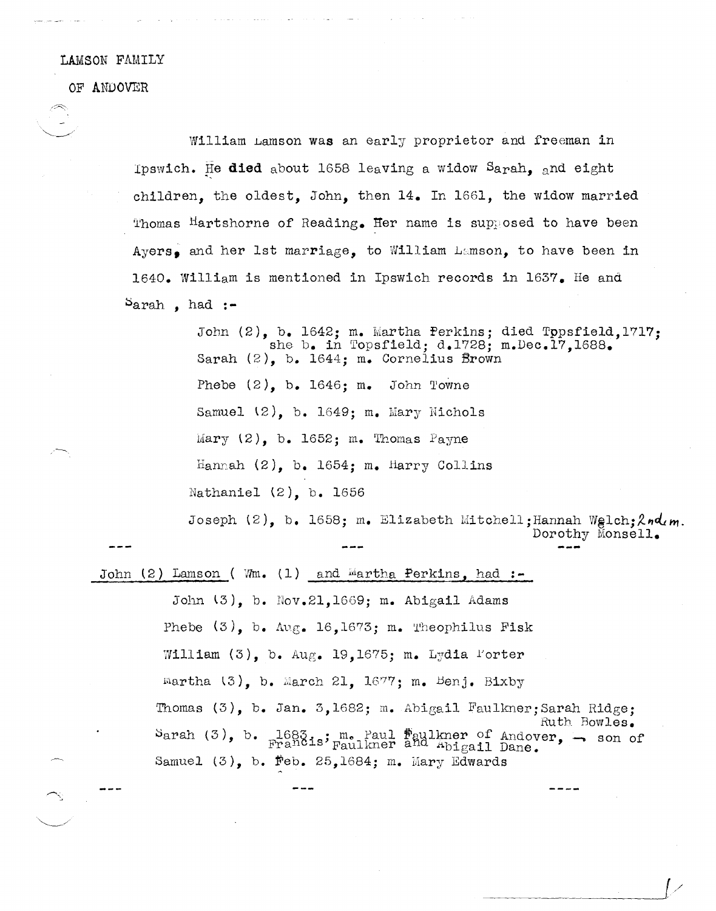LAMSON FAMILY

OF ANDOVER

William Lamson was an early proprietor and freeman in Ipswich. He **died** about 1658 leaving a widow Sarah, and eight children, the oldest, John, then 14. In 1661, the widow married Thomas Hartshorne of Reading. Her name is supposed to have been Ayers, and her 1st marriage, to William Lamson, to have been in 1640. William is mentioned in Ipswich records in 1637. He and Sarah , had :-

John (2), b. 1642; m. Martha Perkins; died Topsfield,1717; she b. in Topsfield; d.1728; m.Dec.17,1688.
Sarah (2), b. 1644; m. Cornelius Brown

Phebe (2), b. 1646; m. John Towne

Samuel (2), b. 1649; m. Mary Nichols

Mary (2), b. 1652; m. Thomas Payne

Hannah (2), b. 1654; m. Harry Collins

Nathaniel (2), b. 1656

Joseph (2), b. 1658; m. Elizabeth Mitchell;Hannah Welch;2nd m. Dorothy Monsell.

--- --- ---

John (2) Lamson ( Wm. (1) and Martha Perkins, had :-

John (3), b. Nov.21,1669; m. Abigail Adams

Phebe (3), b. Aug. 16,1673; m. Theophilus Fisk

William (3), b. Aug. 19,1675; m. Lydia Porter

Martha (3), b. March 21, 1677; m. Benj. Bixby

Thomas (3), b. Jan. 3,1682; m. Abigail Faulkner;Sarah Ridge; Ruth Bowles.

Sarah (3), b. 1683 ; m. Paul Faulkner of Andover, - son of Francis Faulkner and Abigail Dane.

Samuel (3), b. Feb. 25,1684; m. Mary Edwards

--- --- ----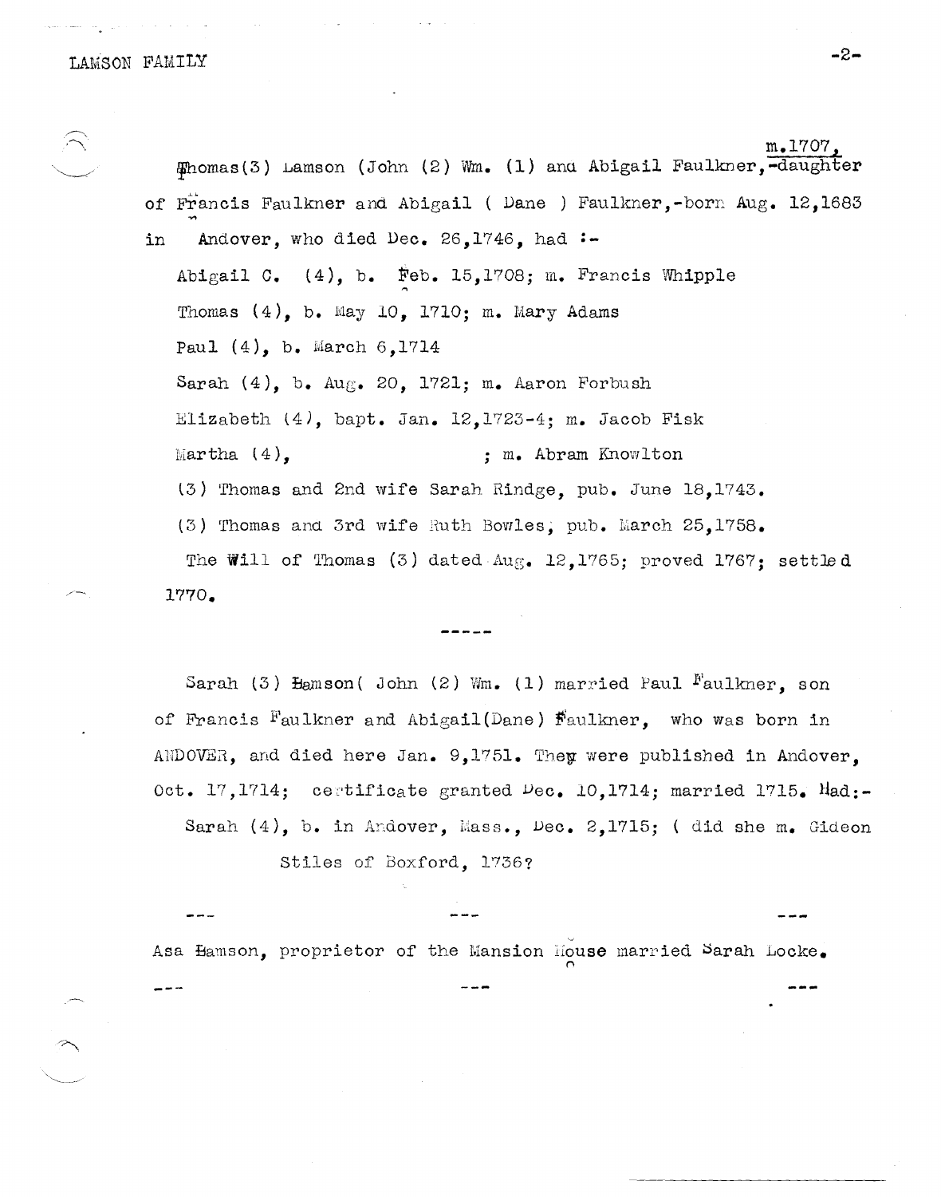m.1707,

Thomas(3) Lamson (John (2) Wm. (1) and Abigail Faulkner,-daughter of Francis Faulkner and Abigail ( Dane ) Faulkner,-born Aug. 12,1683 in Andover, who died Dec. 26,1746, had :-

Abigail C. (4), b. Feb. 15,1708; m. Francis Whipple

Thomas (4), b. May 10, 1710; m. Mary Adams

Paul (4), b. March 6,1714

Sarah (4), b. Aug. 20, 1721; m. Aaron Forbush

Elizabeth (4), bapt. Jan. 12,1723-4; m. Jacob Fisk

Martha (4), ; m. Abram Knowlton

(3) Thomas and 2nd wife Sarah Rindge, pub. June 18,1743.

(3) Thomas and 3rd wife Ruth Bowles, pub. March 25,1758.

The Will of Thomas (3) dated Aug. 12,1765; proved 1767; settled 1770.

-----

Sarah (3) Lamson( John (2) Wm. (1) married Paul Faulkner, son of Francis Faulkner and Abigail(Dane) Faulkner, who was born in ANDOVER, and died here Jan. 9,1751. They were published in Andover, Oct. 17,1714; certificate granted Dec. 10,1714; married 1715. Had:-

Sarah (4), b. in Andover, Mass., Dec. 2,1715; ( did she m. Gideon Stiles of Boxford, 1736?

--- --- ---

Asa Lamson, proprietor of the Mansion House married Sarah Locke.

--- --- ---